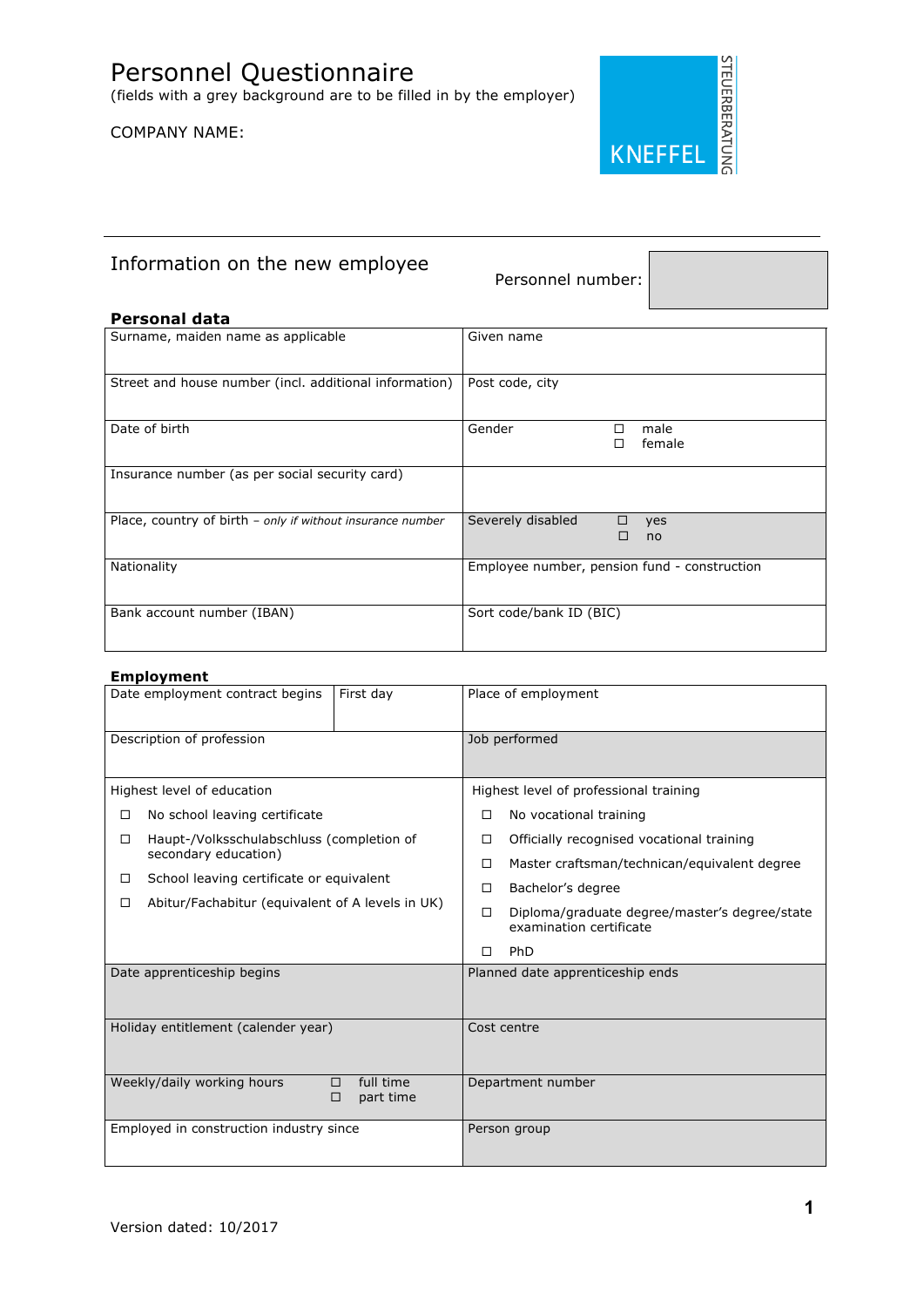# Personnel Questionnaire

(fields with a grey background are to be filled in by the employer)

COMPANY NAME:

KNEFFEL STEUERBERATUNG

## Information on the new employee

Personnel number:

### Personal data

| Surname, maiden name as applicable | Given name |
|---|---|
| Street and house number (incl. additional information) | Post code, city |
| Date of birth | Gender ☐ male ☐ female |
| Insurance number (as per social security card) | |
| Place, country of birth – *only if without insurance number* | Severely disabled ☐ yes ☐ no |
| Nationality | Employee number, pension fund - construction |
| Bank account number (IBAN) | Sort code/bank ID (BIC) |

### Employment

| Date employment contract begins | First day | Place of employment |
|---|---|---|
| Description of profession | | Job performed |
| Highest level of education<br>☐ No school leaving certificate<br>☐ Haupt-/Volksschulabschluss (completion of secondary education)<br>☐ School leaving certificate or equivalent<br>☐ Abitur/Fachabitur (equivalent of A levels in UK) | | Highest level of professional training<br>☐ No vocational training<br>☐ Officially recognised vocational training<br>☐ Master craftsman/technican/equivalent degree<br>☐ Bachelor's degree<br>☐ Diploma/graduate degree/master's degree/state examination certificate<br>☐ PhD |
| Date apprenticeship begins | | Planned date apprenticeship ends |
| Holiday entitlement (calender year) | | Cost centre |
| Weekly/daily working hours ☐ full time ☐ part time | | Department number |
| Employed in construction industry since | | Person group |

Version dated: 10/2017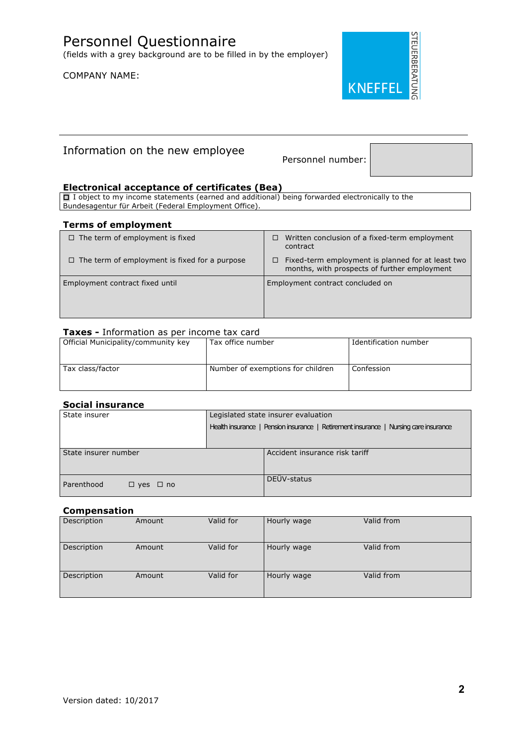# Personnel Questionnaire

(fields with a grey background are to be filled in by the employer)

COMPANY NAME:

KNEFFEL STEUERBERATUNG

## Information on the new employee

Personnel number:

### Electronical acceptance of certificates (Bea)

☐ I object to my income statements (earned and additional) being forwarded electronically to the Bundesagentur für Arbeit (Federal Employment Office).

### Terms of employment

| | |
|---|---|
| ☐ The term of employment is fixed | ☐ Written conclusion of a fixed-term employment contract |
| ☐ The term of employment is fixed for a purpose | ☐ Fixed-term employment is planned for at least two months, with prospects of further employment |
| Employment contract fixed until | Employment contract concluded on |

### Taxes - Information as per income tax card

| | | |
|---|---|---|
| Official Municipality/community key | Tax office number | Identification number |
| Tax class/factor | Number of exemptions for children | Confession |

### Social insurance

| | |
|---|---|
| State insurer | Legislated state insurer evaluation<br>Health insurance \| Pension insurance \| Retirement insurance \| Nursing care insurance |
| State insurer number | Accident insurance risk tariff |
| Parenthood ☐ yes ☐ no | DEÜV-status |

### Compensation

| | | | | |
|---|---|---|---|---|
| Description | Amount | Valid for | Hourly wage | Valid from |
| Description | Amount | Valid for | Hourly wage | Valid from |
| Description | Amount | Valid for | Hourly wage | Valid from |

Version dated: 10/2017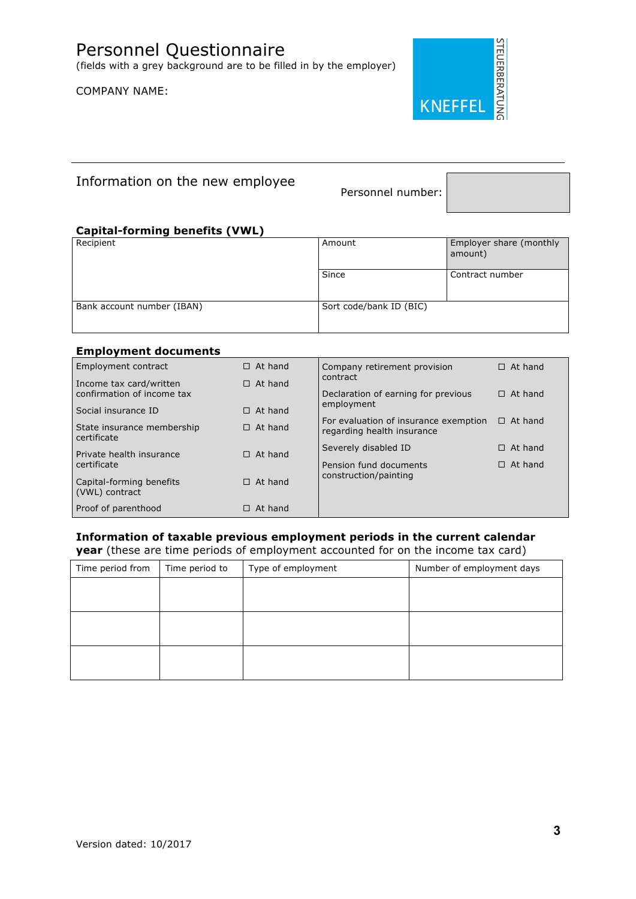# Personnel Questionnaire

(fields with a grey background are to be filled in by the employer)

COMPANY NAME:

KNEFFEL STEUERBERATUNG

---

## Information on the new employee

Personnel number:

### Capital-forming benefits (VWL)

| Recipient | Amount | Employer share (monthly amount) |
|---|---|---|
| | Since | Contract number |
| Bank account number (IBAN) | Sort code/bank ID (BIC) | |

### Employment documents

| Document | Status | Document | Status |
|---|---|---|---|
| Employment contract | ☐ At hand | Company retirement provision contract | ☐ At hand |
| Income tax card/written confirmation of income tax | ☐ At hand | Declaration of earning for previous employment | ☐ At hand |
| Social insurance ID | ☐ At hand | For evaluation of insurance exemption regarding health insurance | ☐ At hand |
| State insurance membership certificate | ☐ At hand | Severely disabled ID | ☐ At hand |
| Private health insurance certificate | ☐ At hand | Pension fund documents construction/painting | ☐ At hand |
| Capital-forming benefits (VWL) contract | ☐ At hand | | |
| Proof of parenthood | ☐ At hand | | |

**Information of taxable previous employment periods in the current calendar year** (these are time periods of employment accounted for on the income tax card)

| Time period from | Time period to | Type of employment | Number of employment days |
|---|---|---|---|
| | | | |
| | | | |
| | | | |

Version dated: 10/2017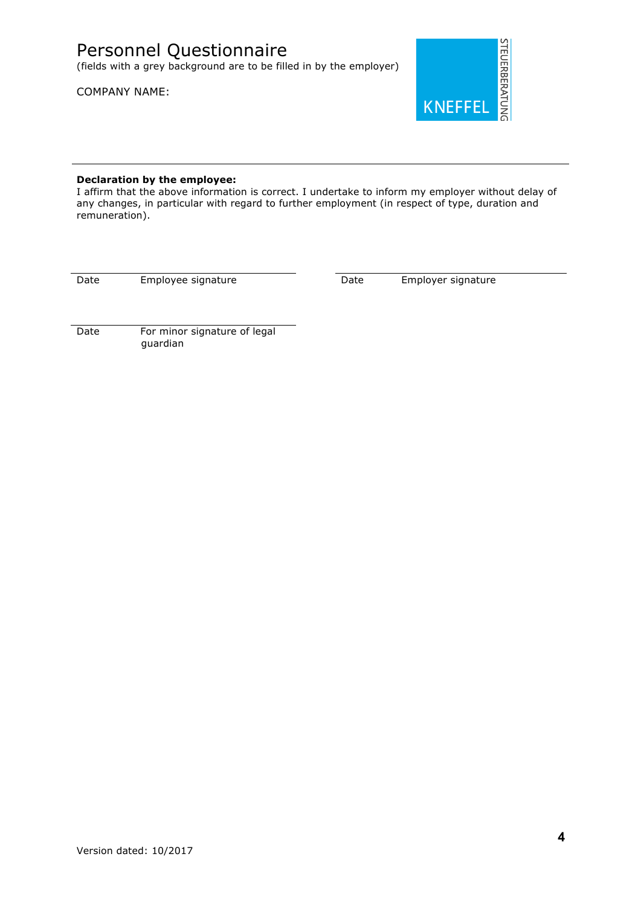# Personnel Questionnaire

(fields with a grey background are to be filled in by the employer)

COMPANY NAME:

KNEFFEL STEUERBERATUNG

---

**Declaration by the employee:**
I affirm that the above information is correct. I undertake to inform my employer without delay of any changes, in particular with regard to further employment (in respect of type, duration and remuneration).

| | | | |
|---|---|---|---|
| Date | Employee signature | Date | Employer signature |
| Date | For minor signature of legal guardian | | |

Version dated: 10/2017